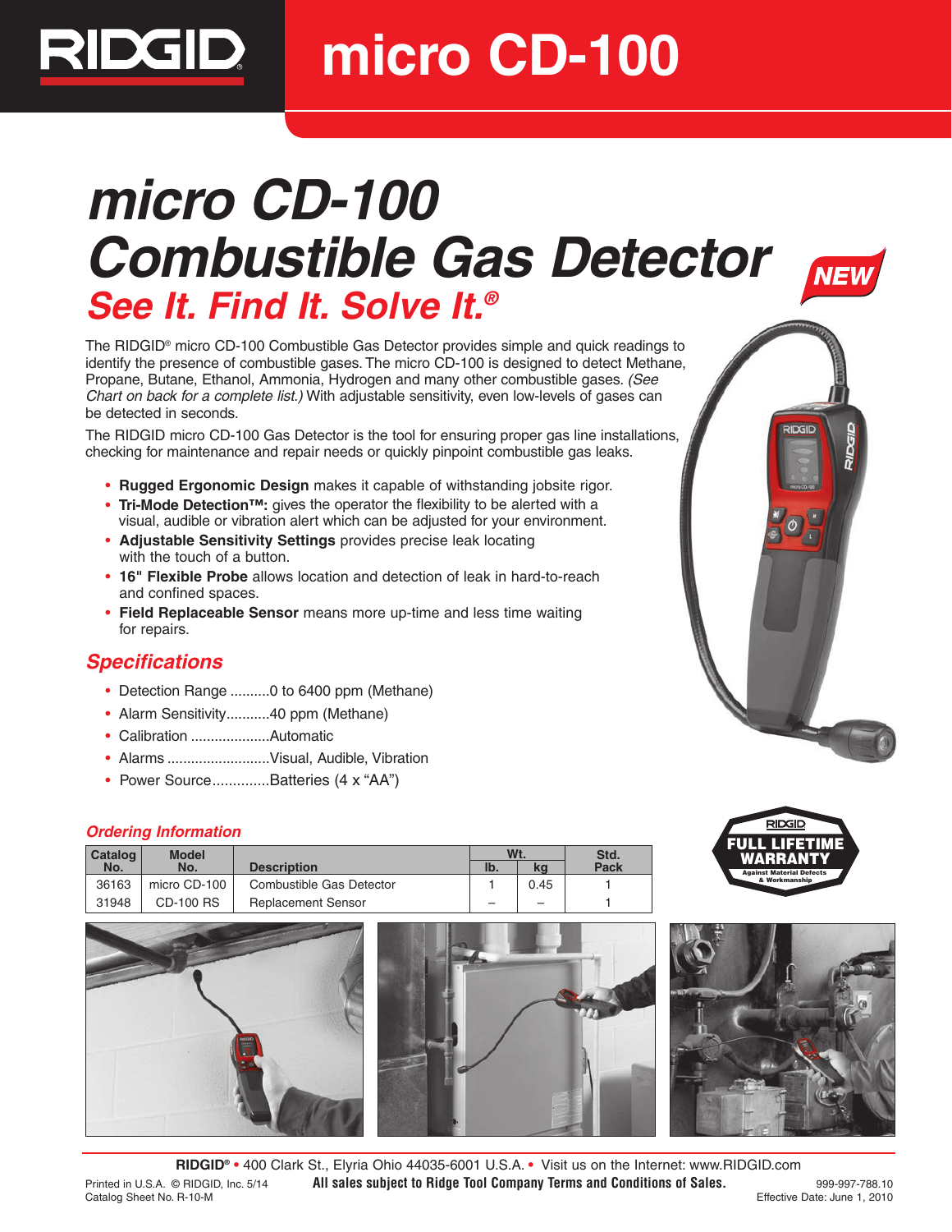# micro CD-100

# micro CD-100 Combustible Gas Detector

## *See It. Find It. Solve It.®*

NEW

The RIDGID® micro CD-100 Combustible Gas Detector provides simple and quick readings to identify the presence of combustible gases. The micro CD-100 is designed to detect Methane, Propane, Butane, Ethanol, Ammonia, Hydrogen and many other combustible gases. *(See Chart on back for a complete list.)* With adjustable sensitivity, even low-levels of gases can be detected in seconds.

The RIDGID micro CD-100 Gas Detector is the tool for ensuring proper gas line installations, checking for maintenance and repair needs or quickly pinpoint combustible gas leaks.

- **Rugged Ergonomic Design** makes it capable of withstanding jobsite rigor.
- **Tri-Mode Detection™:** gives the operator the flexibility to be alerted with a visual, audible or vibration alert which can be adjusted for your environment.
- **Adjustable Sensitivity Settings** provides precise leak locating with the touch of a button.
- **16" Flexible Probe** allows location and detection of leak in hard-to-reach and confined spaces.
- **Field Replaceable Sensor** means more up-time and less time waiting for repairs.

## Specifications

- Detection Range ..........0 to 6400 ppm (Methane)
- Alarm Sensitivity...........40 ppm (Methane)
- Calibration ....................Automatic
- Alarms ..........................Visual, Audible, Vibration
- Power Source..............Batteries (4 x "AA")

### Ordering Information

| Catalog No. | Model No. | Description | Wt. lb. | Wt. kg | Std. Pack |
|---|---|---|---|---|---|
| 36163 | micro CD-100 | Combustible Gas Detector | 1 | 0.45 | 1 |
| 31948 | CD-100 RS | Replacement Sensor | – | – | 1 |

RIDGID FULL LIFETIME WARRANTY Against Material Defects & Workmanship

**RIDGID®** • 400 Clark St., Elyria Ohio 44035-6001 U.S.A. • Visit us on the Internet: www.RIDGID.com

Printed in U.S.A. © RIDGID, Inc. 5/14
Catalog Sheet No. R-10-M

**All sales subject to Ridge Tool Company Terms and Conditions of Sales.**

999-997-788.10
Effective Date: June 1, 2010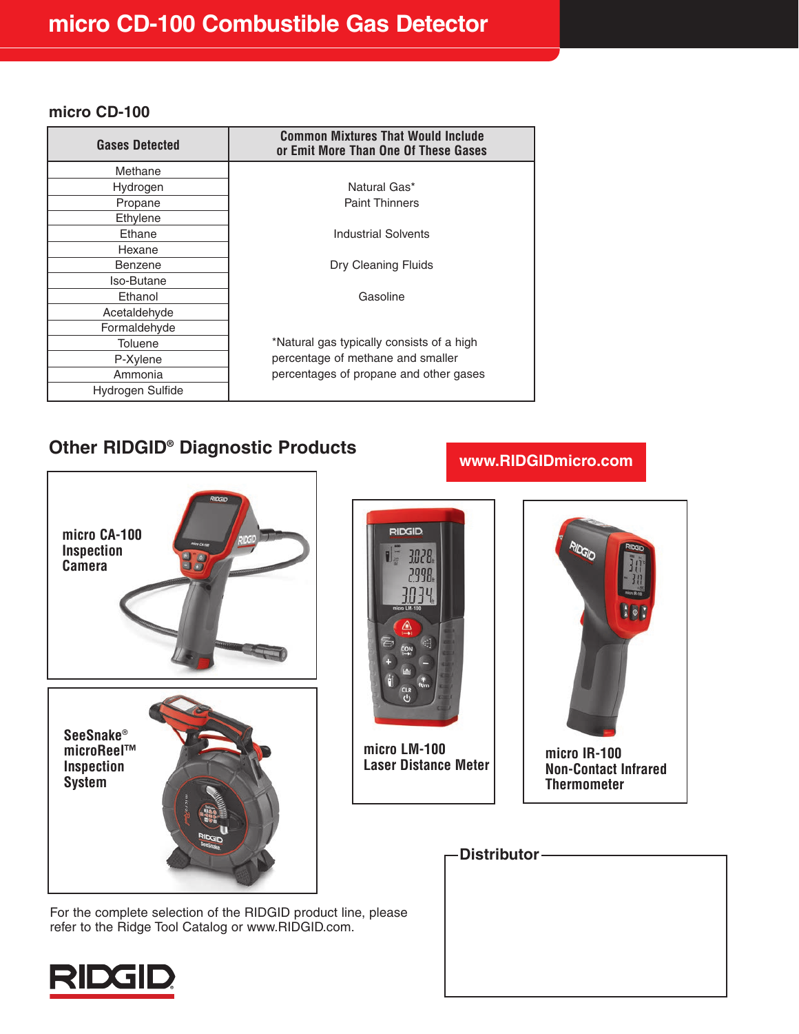# micro CD-100 Combustible Gas Detector

## micro CD-100

| Gases Detected | Common Mixtures That Would Include or Emit More Than One Of These Gases |
|---|---|
| Methane | |
| Hydrogen | Natural Gas* |
| Propane | Paint Thinners |
| Ethylene | |
| Ethane | Industrial Solvents |
| Hexane | |
| Benzene | Dry Cleaning Fluids |
| Iso-Butane | |
| Ethanol | Gasoline |
| Acetaldehyde | |
| Formaldehyde | |
| Toluene | *Natural gas typically consists of a high |
| P-Xylene | percentage of methane and smaller |
| Ammonia | percentages of propane and other gases |
| Hydrogen Sulfide | |

## Other RIDGID® Diagnostic Products

**www.RIDGIDmicro.com**

**micro CA-100 Inspection Camera**

**SeeSnake® microReel™ Inspection System**

**micro LM-100 Laser Distance Meter**

**micro IR-100 Non-Contact Infrared Thermometer**

For the complete selection of the RIDGID product line, please refer to the Ridge Tool Catalog or www.RIDGID.com.

**Distributor**

RIDGID®